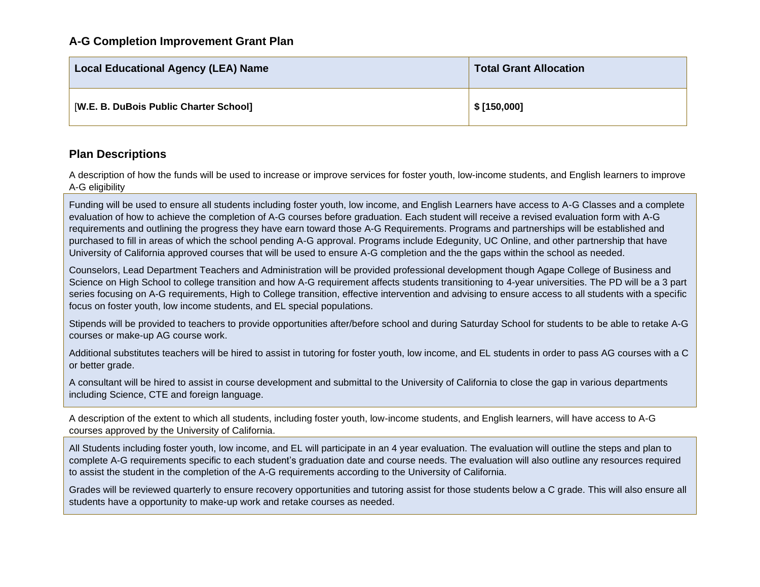### A-G Completion Improvement Grant Plan

| Local Educational Agency (LEA) Name | Total Grant Allocation |
|---|---|
| [W.E. B. DuBois Public Charter School] | $ [150,000] |

## Plan Descriptions

A description of how the funds will be used to increase or improve services for foster youth, low-income students, and English learners to improve A-G eligibility

Funding will be used to ensure all students including foster youth, low income, and English Learners have access to A-G Classes and a complete evaluation of how to achieve the completion of A-G courses before graduation. Each student will receive a revised evaluation form with A-G requirements and outlining the progress they have earn toward those A-G Requirements. Programs and partnerships will be established and purchased to fill in areas of which the school pending A-G approval. Programs include Edegunity, UC Online, and other partnership that have University of California approved courses that will be used to ensure A-G completion and the the gaps within the school as needed.

Counselors, Lead Department Teachers and Administration will be provided professional development though Agape College of Business and Science on High School to college transition and how A-G requirement affects students transitioning to 4-year universities. The PD will be a 3 part series focusing on A-G requirements, High to College transition, effective intervention and advising to ensure access to all students with a specific focus on foster youth, low income students, and EL special populations.

Stipends will be provided to teachers to provide opportunities after/before school and during Saturday School for students to be able to retake A-G courses or make-up AG course work.

Additional substitutes teachers will be hired to assist in tutoring for foster youth, low income, and EL students in order to pass AG courses with a C or better grade.

A consultant will be hired to assist in course development and submittal to the University of California to close the gap in various departments including Science, CTE and foreign language.

A description of the extent to which all students, including foster youth, low-income students, and English learners, will have access to A-G courses approved by the University of California.

All Students including foster youth, low income, and EL will participate in an 4 year evaluation. The evaluation will outline the steps and plan to complete A-G requirements specific to each student's graduation date and course needs. The evaluation will also outline any resources required to assist the student in the completion of the A-G requirements according to the University of California.

Grades will be reviewed quarterly to ensure recovery opportunities and tutoring assist for those students below a C grade. This will also ensure all students have a opportunity to make-up work and retake courses as needed.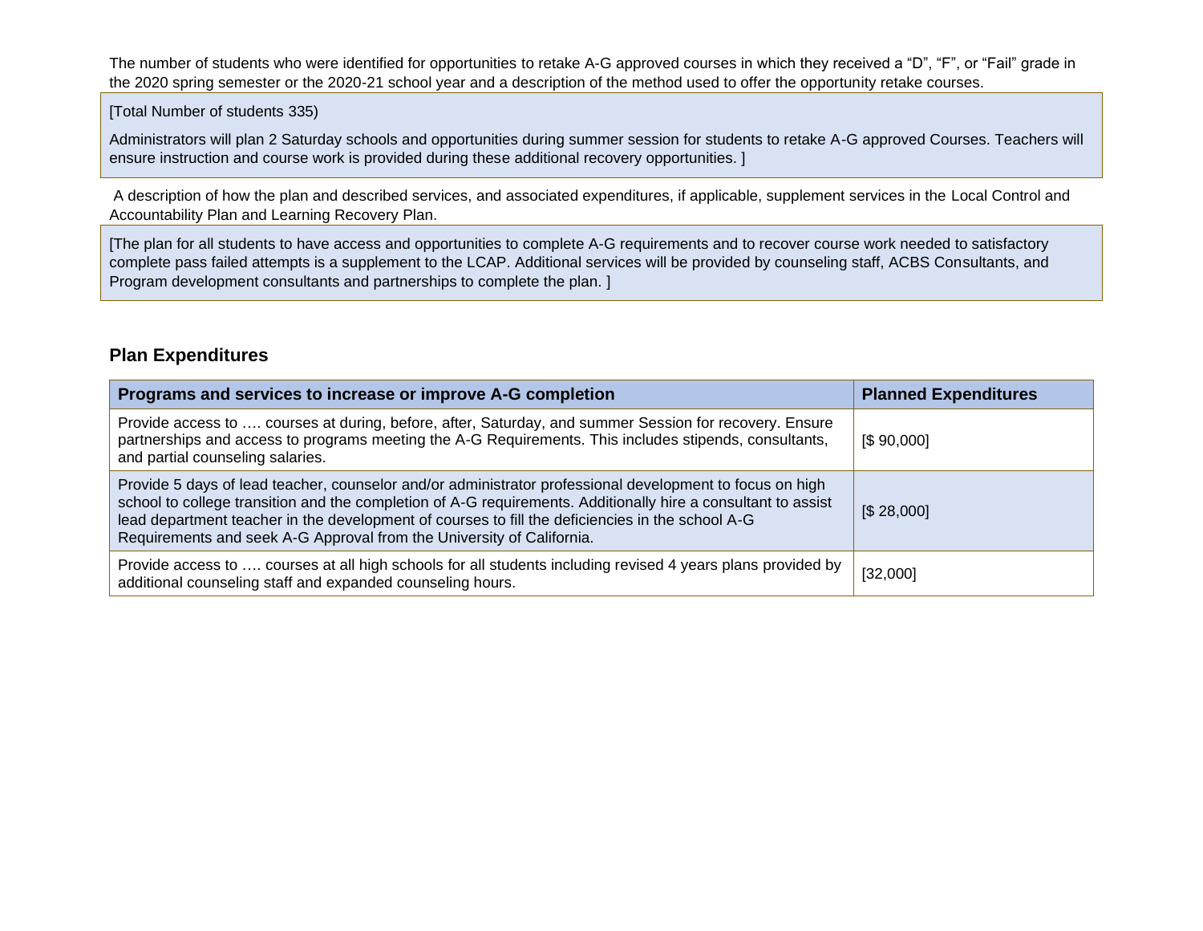The number of students who were identified for opportunities to retake A-G approved courses in which they received a "D", "F", or "Fail" grade in the 2020 spring semester or the 2020-21 school year and a description of the method used to offer the opportunity retake courses.

[Total Number of students 335)

Administrators will plan 2 Saturday schools and opportunities during summer session for students to retake A-G approved Courses. Teachers will ensure instruction and course work is provided during these additional recovery opportunities. ]

A description of how the plan and described services, and associated expenditures, if applicable, supplement services in the Local Control and Accountability Plan and Learning Recovery Plan.

[The plan for all students to have access and opportunities to complete A-G requirements and to recover course work needed to satisfactory complete pass failed attempts is a supplement to the LCAP. Additional services will be provided by counseling staff, ACBS Consultants, and Program development consultants and partnerships to complete the plan. ]

## Plan Expenditures

| Programs and services to increase or improve A-G completion | Planned Expenditures |
|---|---|
| Provide access to …. courses at during, before, after, Saturday, and summer Session for recovery. Ensure partnerships and access to programs meeting the A-G Requirements. This includes stipends, consultants, and partial counseling salaries. | [$ 90,000] |
| Provide 5 days of lead teacher, counselor and/or administrator professional development to focus on high school to college transition and the completion of A-G requirements. Additionally hire a consultant to assist lead department teacher in the development of courses to fill the deficiencies in the school A-G Requirements and seek A-G Approval from the University of California. | [$ 28,000] |
| Provide access to …. courses at all high schools for all students including revised 4 years plans provided by additional counseling staff and expanded counseling hours. | [32,000] |